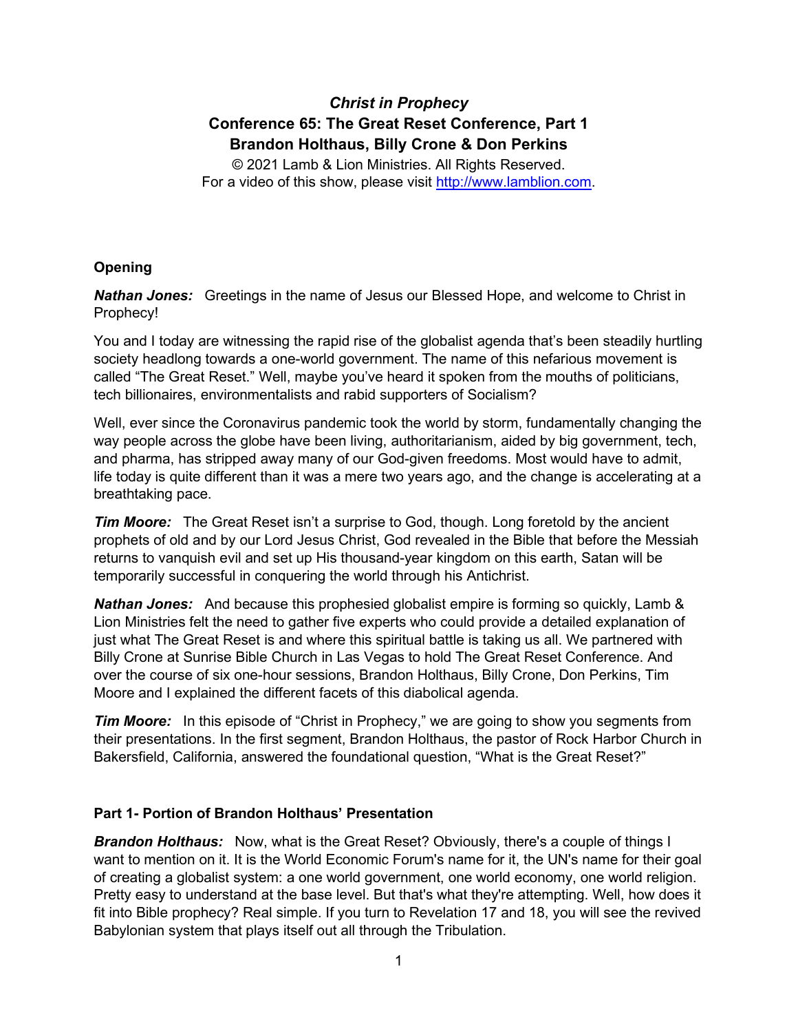# *Christ in Prophecy*

## Conference 65: The Great Reset Conference, Part 1
## Brandon Holthaus, Billy Crone & Don Perkins

© 2021 Lamb & Lion Ministries. All Rights Reserved.
For a video of this show, please visit http://www.lamblion.com.

### Opening

***Nathan Jones:*** Greetings in the name of Jesus our Blessed Hope, and welcome to Christ in Prophecy!

You and I today are witnessing the rapid rise of the globalist agenda that's been steadily hurtling society headlong towards a one-world government. The name of this nefarious movement is called "The Great Reset." Well, maybe you've heard it spoken from the mouths of politicians, tech billionaires, environmentalists and rabid supporters of Socialism?

Well, ever since the Coronavirus pandemic took the world by storm, fundamentally changing the way people across the globe have been living, authoritarianism, aided by big government, tech, and pharma, has stripped away many of our God-given freedoms. Most would have to admit, life today is quite different than it was a mere two years ago, and the change is accelerating at a breathtaking pace.

***Tim Moore:*** The Great Reset isn't a surprise to God, though. Long foretold by the ancient prophets of old and by our Lord Jesus Christ, God revealed in the Bible that before the Messiah returns to vanquish evil and set up His thousand-year kingdom on this earth, Satan will be temporarily successful in conquering the world through his Antichrist.

***Nathan Jones:*** And because this prophesied globalist empire is forming so quickly, Lamb & Lion Ministries felt the need to gather five experts who could provide a detailed explanation of just what The Great Reset is and where this spiritual battle is taking us all. We partnered with Billy Crone at Sunrise Bible Church in Las Vegas to hold The Great Reset Conference. And over the course of six one-hour sessions, Brandon Holthaus, Billy Crone, Don Perkins, Tim Moore and I explained the different facets of this diabolical agenda.

***Tim Moore:*** In this episode of "Christ in Prophecy," we are going to show you segments from their presentations. In the first segment, Brandon Holthaus, the pastor of Rock Harbor Church in Bakersfield, California, answered the foundational question, "What is the Great Reset?"

### Part 1- Portion of Brandon Holthaus' Presentation

***Brandon Holthaus:*** Now, what is the Great Reset? Obviously, there's a couple of things I want to mention on it. It is the World Economic Forum's name for it, the UN's name for their goal of creating a globalist system: a one world government, one world economy, one world religion. Pretty easy to understand at the base level. But that's what they're attempting. Well, how does it fit into Bible prophecy? Real simple. If you turn to Revelation 17 and 18, you will see the revived Babylonian system that plays itself out all through the Tribulation.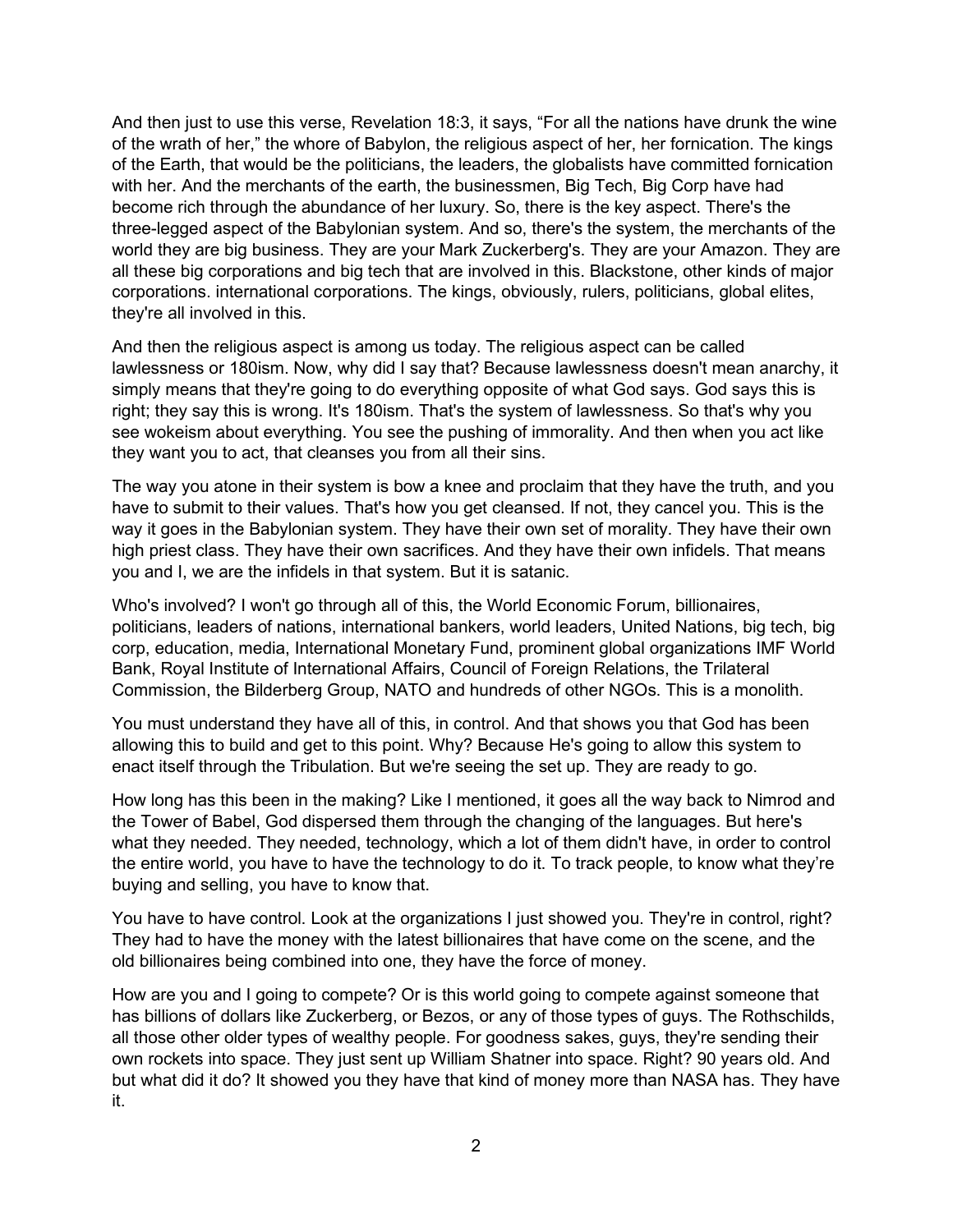And then just to use this verse, Revelation 18:3, it says, “For all the nations have drunk the wine of the wrath of her,” the whore of Babylon, the religious aspect of her, her fornication. The kings of the Earth, that would be the politicians, the leaders, the globalists have committed fornication with her. And the merchants of the earth, the businessmen, Big Tech, Big Corp have had become rich through the abundance of her luxury. So, there is the key aspect. There's the three-legged aspect of the Babylonian system. And so, there's the system, the merchants of the world they are big business. They are your Mark Zuckerberg's. They are your Amazon. They are all these big corporations and big tech that are involved in this. Blackstone, other kinds of major corporations. international corporations. The kings, obviously, rulers, politicians, global elites, they're all involved in this.

And then the religious aspect is among us today. The religious aspect can be called lawlessness or 180ism. Now, why did I say that? Because lawlessness doesn't mean anarchy, it simply means that they're going to do everything opposite of what God says. God says this is right; they say this is wrong. It's 180ism. That's the system of lawlessness. So that's why you see wokeism about everything. You see the pushing of immorality. And then when you act like they want you to act, that cleanses you from all their sins.

The way you atone in their system is bow a knee and proclaim that they have the truth, and you have to submit to their values. That's how you get cleansed. If not, they cancel you. This is the way it goes in the Babylonian system. They have their own set of morality. They have their own high priest class. They have their own sacrifices. And they have their own infidels. That means you and I, we are the infidels in that system. But it is satanic.

Who's involved? I won't go through all of this, the World Economic Forum, billionaires, politicians, leaders of nations, international bankers, world leaders, United Nations, big tech, big corp, education, media, International Monetary Fund, prominent global organizations IMF World Bank, Royal Institute of International Affairs, Council of Foreign Relations, the Trilateral Commission, the Bilderberg Group, NATO and hundreds of other NGOs. This is a monolith.

You must understand they have all of this, in control. And that shows you that God has been allowing this to build and get to this point. Why? Because He's going to allow this system to enact itself through the Tribulation. But we're seeing the set up. They are ready to go.

How long has this been in the making? Like I mentioned, it goes all the way back to Nimrod and the Tower of Babel, God dispersed them through the changing of the languages. But here's what they needed. They needed, technology, which a lot of them didn't have, in order to control the entire world, you have to have the technology to do it. To track people, to know what they’re buying and selling, you have to know that.

You have to have control. Look at the organizations I just showed you. They're in control, right? They had to have the money with the latest billionaires that have come on the scene, and the old billionaires being combined into one, they have the force of money.

How are you and I going to compete? Or is this world going to compete against someone that has billions of dollars like Zuckerberg, or Bezos, or any of those types of guys. The Rothschilds, all those other older types of wealthy people. For goodness sakes, guys, they're sending their own rockets into space. They just sent up William Shatner into space. Right? 90 years old. And but what did it do? It showed you they have that kind of money more than NASA has. They have it.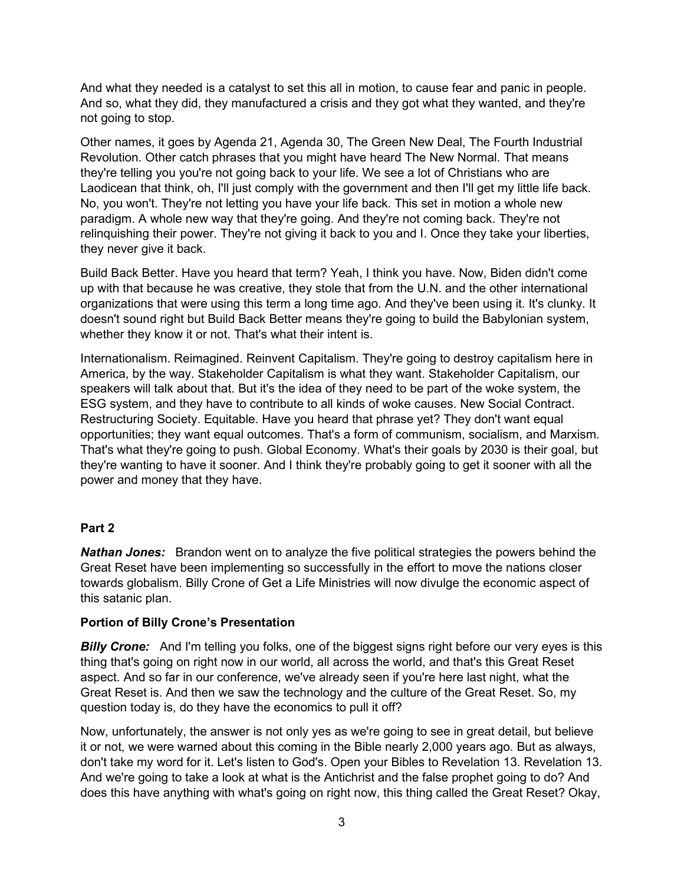And what they needed is a catalyst to set this all in motion, to cause fear and panic in people. And so, what they did, they manufactured a crisis and they got what they wanted, and they're not going to stop.

Other names, it goes by Agenda 21, Agenda 30, The Green New Deal, The Fourth Industrial Revolution. Other catch phrases that you might have heard The New Normal. That means they're telling you you're not going back to your life. We see a lot of Christians who are Laodicean that think, oh, I'll just comply with the government and then I'll get my little life back. No, you won't. They're not letting you have your life back. This set in motion a whole new paradigm. A whole new way that they're going. And they're not coming back. They're not relinquishing their power. They're not giving it back to you and I. Once they take your liberties, they never give it back.

Build Back Better. Have you heard that term? Yeah, I think you have. Now, Biden didn't come up with that because he was creative, they stole that from the U.N. and the other international organizations that were using this term a long time ago. And they've been using it. It's clunky. It doesn't sound right but Build Back Better means they're going to build the Babylonian system, whether they know it or not. That's what their intent is.

Internationalism. Reimagined. Reinvent Capitalism. They're going to destroy capitalism here in America, by the way. Stakeholder Capitalism is what they want. Stakeholder Capitalism, our speakers will talk about that. But it's the idea of they need to be part of the woke system, the ESG system, and they have to contribute to all kinds of woke causes. New Social Contract. Restructuring Society. Equitable. Have you heard that phrase yet? They don't want equal opportunities; they want equal outcomes. That's a form of communism, socialism, and Marxism. That's what they're going to push. Global Economy. What's their goals by 2030 is their goal, but they're wanting to have it sooner. And I think they're probably going to get it sooner with all the power and money that they have.

**Part 2**

***Nathan Jones:*** Brandon went on to analyze the five political strategies the powers behind the Great Reset have been implementing so successfully in the effort to move the nations closer towards globalism. Billy Crone of Get a Life Ministries will now divulge the economic aspect of this satanic plan.

**Portion of Billy Crone's Presentation**

***Billy Crone:*** And I'm telling you folks, one of the biggest signs right before our very eyes is this thing that's going on right now in our world, all across the world, and that's this Great Reset aspect. And so far in our conference, we've already seen if you're here last night, what the Great Reset is. And then we saw the technology and the culture of the Great Reset. So, my question today is, do they have the economics to pull it off?

Now, unfortunately, the answer is not only yes as we're going to see in great detail, but believe it or not, we were warned about this coming in the Bible nearly 2,000 years ago. But as always, don't take my word for it. Let's listen to God's. Open your Bibles to Revelation 13. Revelation 13. And we're going to take a look at what is the Antichrist and the false prophet going to do? And does this have anything with what's going on right now, this thing called the Great Reset? Okay,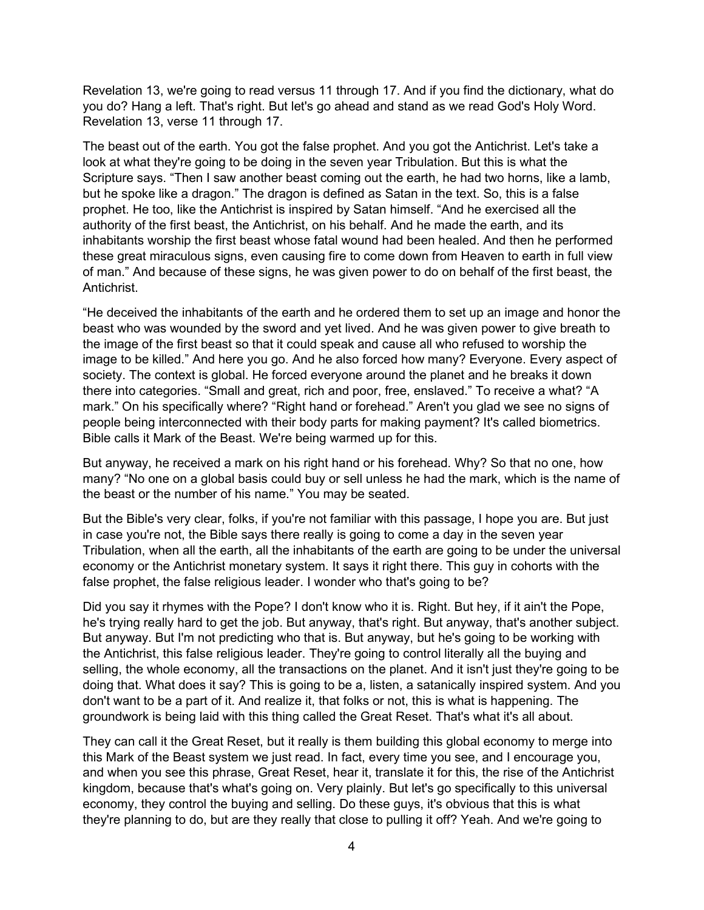Revelation 13, we're going to read versus 11 through 17. And if you find the dictionary, what do you do? Hang a left. That's right. But let's go ahead and stand as we read God's Holy Word. Revelation 13, verse 11 through 17.

The beast out of the earth. You got the false prophet. And you got the Antichrist. Let's take a look at what they're going to be doing in the seven year Tribulation. But this is what the Scripture says. “Then I saw another beast coming out the earth, he had two horns, like a lamb, but he spoke like a dragon.” The dragon is defined as Satan in the text. So, this is a false prophet. He too, like the Antichrist is inspired by Satan himself. “And he exercised all the authority of the first beast, the Antichrist, on his behalf. And he made the earth, and its inhabitants worship the first beast whose fatal wound had been healed. And then he performed these great miraculous signs, even causing fire to come down from Heaven to earth in full view of man.” And because of these signs, he was given power to do on behalf of the first beast, the Antichrist.

“He deceived the inhabitants of the earth and he ordered them to set up an image and honor the beast who was wounded by the sword and yet lived. And he was given power to give breath to the image of the first beast so that it could speak and cause all who refused to worship the image to be killed.” And here you go. And he also forced how many? Everyone. Every aspect of society. The context is global. He forced everyone around the planet and he breaks it down there into categories. “Small and great, rich and poor, free, enslaved.” To receive a what? “A mark.” On his specifically where? “Right hand or forehead.” Aren't you glad we see no signs of people being interconnected with their body parts for making payment? It's called biometrics. Bible calls it Mark of the Beast. We're being warmed up for this.

But anyway, he received a mark on his right hand or his forehead. Why? So that no one, how many? “No one on a global basis could buy or sell unless he had the mark, which is the name of the beast or the number of his name.” You may be seated.

But the Bible's very clear, folks, if you're not familiar with this passage, I hope you are. But just in case you're not, the Bible says there really is going to come a day in the seven year Tribulation, when all the earth, all the inhabitants of the earth are going to be under the universal economy or the Antichrist monetary system. It says it right there. This guy in cohorts with the false prophet, the false religious leader. I wonder who that's going to be?

Did you say it rhymes with the Pope? I don't know who it is. Right. But hey, if it ain't the Pope, he's trying really hard to get the job. But anyway, that's right. But anyway, that's another subject. But anyway. But I'm not predicting who that is. But anyway, but he's going to be working with the Antichrist, this false religious leader. They're going to control literally all the buying and selling, the whole economy, all the transactions on the planet. And it isn't just they're going to be doing that. What does it say? This is going to be a, listen, a satanically inspired system. And you don't want to be a part of it. And realize it, that folks or not, this is what is happening. The groundwork is being laid with this thing called the Great Reset. That's what it's all about.

They can call it the Great Reset, but it really is them building this global economy to merge into this Mark of the Beast system we just read. In fact, every time you see, and I encourage you, and when you see this phrase, Great Reset, hear it, translate it for this, the rise of the Antichrist kingdom, because that's what's going on. Very plainly. But let's go specifically to this universal economy, they control the buying and selling. Do these guys, it's obvious that this is what they're planning to do, but are they really that close to pulling it off? Yeah. And we're going to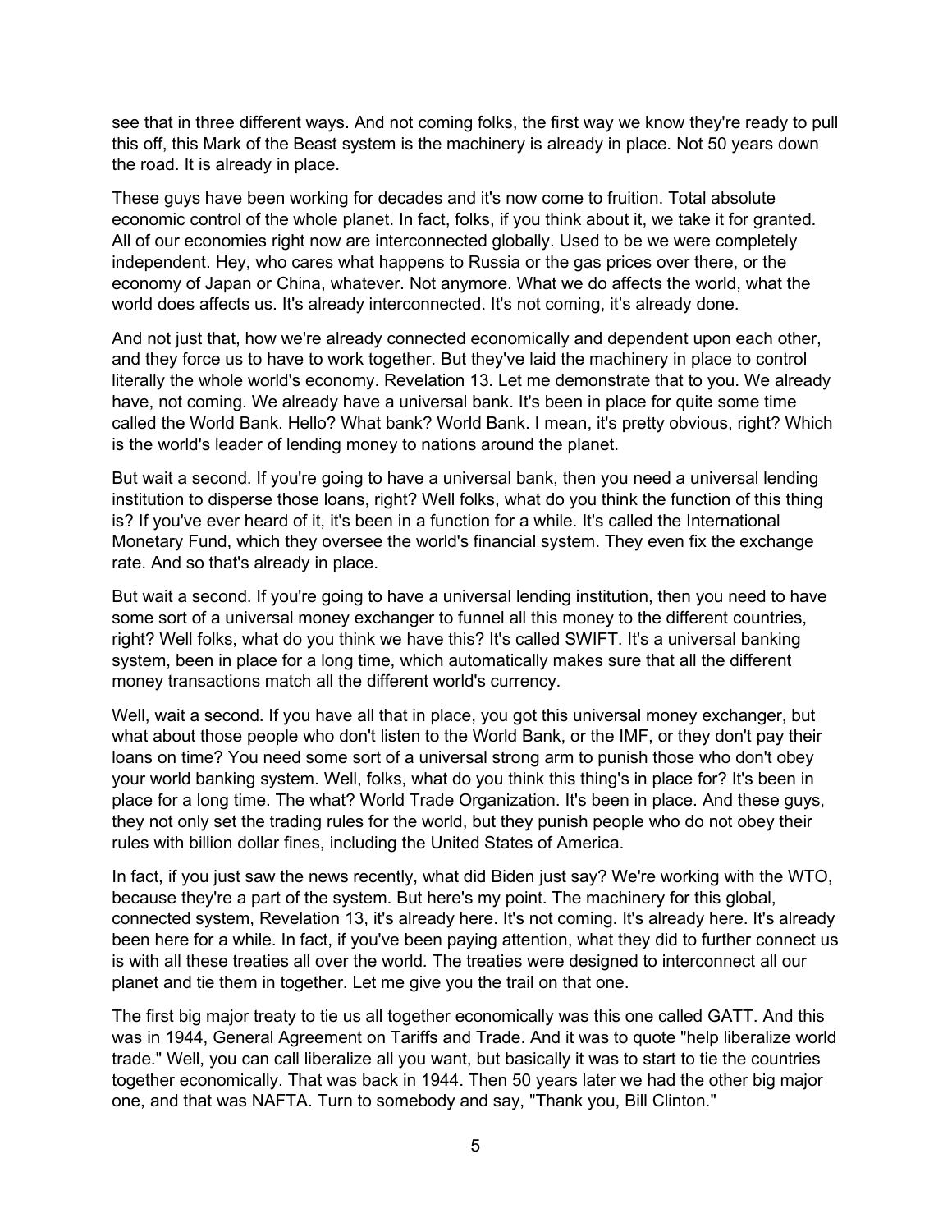see that in three different ways. And not coming folks, the first way we know they're ready to pull this off, this Mark of the Beast system is the machinery is already in place. Not 50 years down the road. It is already in place.

These guys have been working for decades and it's now come to fruition. Total absolute economic control of the whole planet. In fact, folks, if you think about it, we take it for granted. All of our economies right now are interconnected globally. Used to be we were completely independent. Hey, who cares what happens to Russia or the gas prices over there, or the economy of Japan or China, whatever. Not anymore. What we do affects the world, what the world does affects us. It's already interconnected. It's not coming, it's already done.

And not just that, how we're already connected economically and dependent upon each other, and they force us to have to work together. But they've laid the machinery in place to control literally the whole world's economy. Revelation 13. Let me demonstrate that to you. We already have, not coming. We already have a universal bank. It's been in place for quite some time called the World Bank. Hello? What bank? World Bank. I mean, it's pretty obvious, right? Which is the world's leader of lending money to nations around the planet.

But wait a second. If you're going to have a universal bank, then you need a universal lending institution to disperse those loans, right? Well folks, what do you think the function of this thing is? If you've ever heard of it, it's been in a function for a while. It's called the International Monetary Fund, which they oversee the world's financial system. They even fix the exchange rate. And so that's already in place.

But wait a second. If you're going to have a universal lending institution, then you need to have some sort of a universal money exchanger to funnel all this money to the different countries, right? Well folks, what do you think we have this? It's called SWIFT. It's a universal banking system, been in place for a long time, which automatically makes sure that all the different money transactions match all the different world's currency.

Well, wait a second. If you have all that in place, you got this universal money exchanger, but what about those people who don't listen to the World Bank, or the IMF, or they don't pay their loans on time? You need some sort of a universal strong arm to punish those who don't obey your world banking system. Well, folks, what do you think this thing's in place for? It's been in place for a long time. The what? World Trade Organization. It's been in place. And these guys, they not only set the trading rules for the world, but they punish people who do not obey their rules with billion dollar fines, including the United States of America.

In fact, if you just saw the news recently, what did Biden just say? We're working with the WTO, because they're a part of the system. But here's my point. The machinery for this global, connected system, Revelation 13, it's already here. It's not coming. It's already here. It's already been here for a while. In fact, if you've been paying attention, what they did to further connect us is with all these treaties all over the world. The treaties were designed to interconnect all our planet and tie them in together. Let me give you the trail on that one.

The first big major treaty to tie us all together economically was this one called GATT. And this was in 1944, General Agreement on Tariffs and Trade. And it was to quote "help liberalize world trade." Well, you can call liberalize all you want, but basically it was to start to tie the countries together economically. That was back in 1944. Then 50 years later we had the other big major one, and that was NAFTA. Turn to somebody and say, "Thank you, Bill Clinton."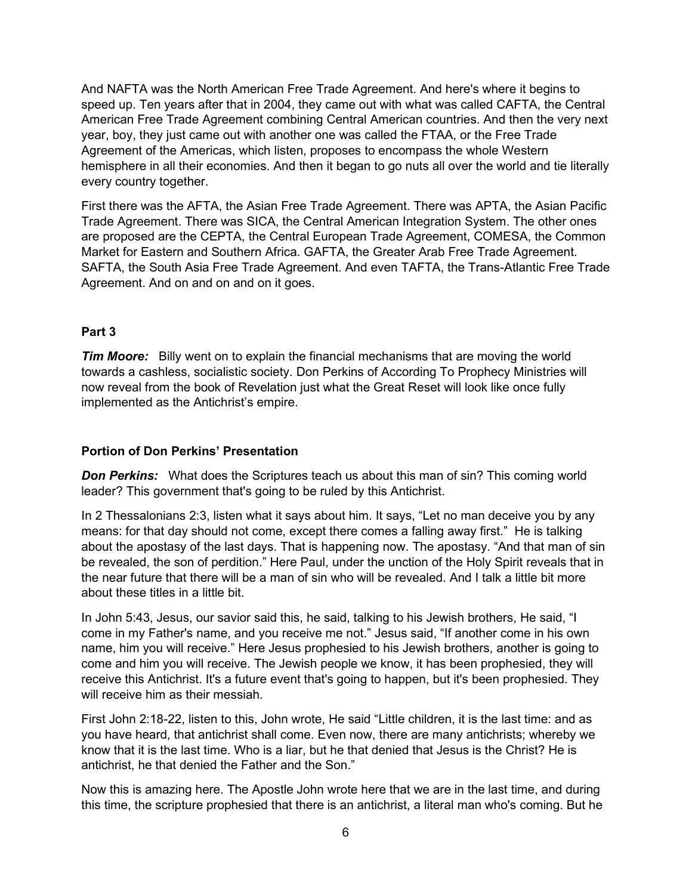And NAFTA was the North American Free Trade Agreement. And here's where it begins to speed up. Ten years after that in 2004, they came out with what was called CAFTA, the Central American Free Trade Agreement combining Central American countries. And then the very next year, boy, they just came out with another one was called the FTAA, or the Free Trade Agreement of the Americas, which listen, proposes to encompass the whole Western hemisphere in all their economies. And then it began to go nuts all over the world and tie literally every country together.

First there was the AFTA, the Asian Free Trade Agreement. There was APTA, the Asian Pacific Trade Agreement. There was SICA, the Central American Integration System. The other ones are proposed are the CEPTA, the Central European Trade Agreement, COMESA, the Common Market for Eastern and Southern Africa. GAFTA, the Greater Arab Free Trade Agreement. SAFTA, the South Asia Free Trade Agreement. And even TAFTA, the Trans-Atlantic Free Trade Agreement. And on and on and on it goes.

**Part 3**

***Tim Moore:*** Billy went on to explain the financial mechanisms that are moving the world towards a cashless, socialistic society. Don Perkins of According To Prophecy Ministries will now reveal from the book of Revelation just what the Great Reset will look like once fully implemented as the Antichrist's empire.

**Portion of Don Perkins' Presentation**

***Don Perkins:*** What does the Scriptures teach us about this man of sin? This coming world leader? This government that's going to be ruled by this Antichrist.

In 2 Thessalonians 2:3, listen what it says about him. It says, "Let no man deceive you by any means: for that day should not come, except there comes a falling away first." He is talking about the apostasy of the last days. That is happening now. The apostasy. "And that man of sin be revealed, the son of perdition." Here Paul, under the unction of the Holy Spirit reveals that in the near future that there will be a man of sin who will be revealed. And I talk a little bit more about these titles in a little bit.

In John 5:43, Jesus, our savior said this, he said, talking to his Jewish brothers, He said, "I come in my Father's name, and you receive me not." Jesus said, "If another come in his own name, him you will receive." Here Jesus prophesied to his Jewish brothers, another is going to come and him you will receive. The Jewish people we know, it has been prophesied, they will receive this Antichrist. It's a future event that's going to happen, but it's been prophesied. They will receive him as their messiah.

First John 2:18-22, listen to this, John wrote, He said "Little children, it is the last time: and as you have heard, that antichrist shall come. Even now, there are many antichrists; whereby we know that it is the last time. Who is a liar, but he that denied that Jesus is the Christ? He is antichrist, he that denied the Father and the Son."

Now this is amazing here. The Apostle John wrote here that we are in the last time, and during this time, the scripture prophesied that there is an antichrist, a literal man who's coming. But he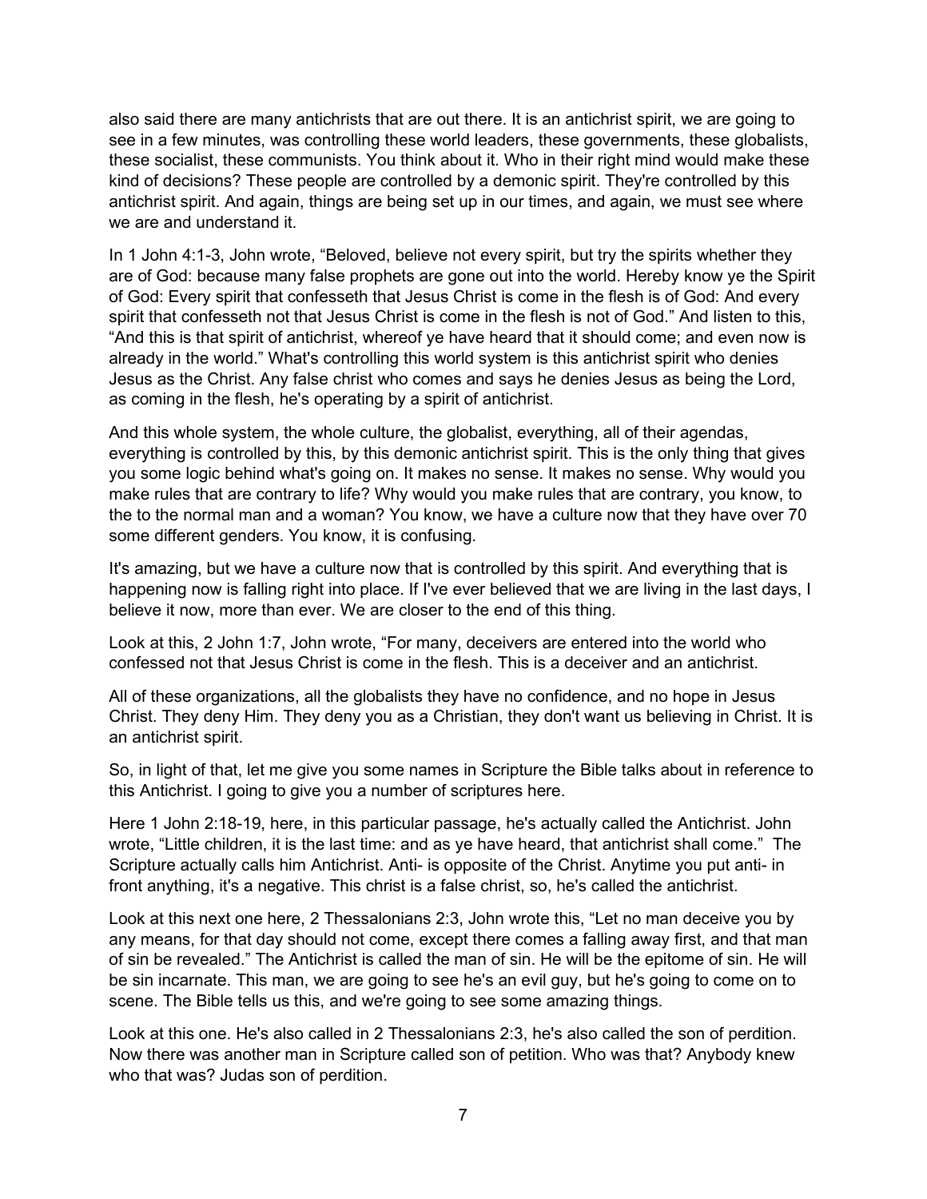also said there are many antichrists that are out there. It is an antichrist spirit, we are going to see in a few minutes, was controlling these world leaders, these governments, these globalists, these socialist, these communists. You think about it. Who in their right mind would make these kind of decisions? These people are controlled by a demonic spirit. They're controlled by this antichrist spirit. And again, things are being set up in our times, and again, we must see where we are and understand it.

In 1 John 4:1-3, John wrote, "Beloved, believe not every spirit, but try the spirits whether they are of God: because many false prophets are gone out into the world. Hereby know ye the Spirit of God: Every spirit that confesseth that Jesus Christ is come in the flesh is of God: And every spirit that confesseth not that Jesus Christ is come in the flesh is not of God." And listen to this, "And this is that spirit of antichrist, whereof ye have heard that it should come; and even now is already in the world." What's controlling this world system is this antichrist spirit who denies Jesus as the Christ. Any false christ who comes and says he denies Jesus as being the Lord, as coming in the flesh, he's operating by a spirit of antichrist.

And this whole system, the whole culture, the globalist, everything, all of their agendas, everything is controlled by this, by this demonic antichrist spirit. This is the only thing that gives you some logic behind what's going on. It makes no sense. It makes no sense. Why would you make rules that are contrary to life? Why would you make rules that are contrary, you know, to the to the normal man and a woman? You know, we have a culture now that they have over 70 some different genders. You know, it is confusing.

It's amazing, but we have a culture now that is controlled by this spirit. And everything that is happening now is falling right into place. If I've ever believed that we are living in the last days, I believe it now, more than ever. We are closer to the end of this thing.

Look at this, 2 John 1:7, John wrote, "For many, deceivers are entered into the world who confessed not that Jesus Christ is come in the flesh. This is a deceiver and an antichrist.

All of these organizations, all the globalists they have no confidence, and no hope in Jesus Christ. They deny Him. They deny you as a Christian, they don't want us believing in Christ. It is an antichrist spirit.

So, in light of that, let me give you some names in Scripture the Bible talks about in reference to this Antichrist. I going to give you a number of scriptures here.

Here 1 John 2:18-19, here, in this particular passage, he's actually called the Antichrist. John wrote, "Little children, it is the last time: and as ye have heard, that antichrist shall come." The Scripture actually calls him Antichrist. Anti- is opposite of the Christ. Anytime you put anti- in front anything, it's a negative. This christ is a false christ, so, he's called the antichrist.

Look at this next one here, 2 Thessalonians 2:3, John wrote this, "Let no man deceive you by any means, for that day should not come, except there comes a falling away first, and that man of sin be revealed." The Antichrist is called the man of sin. He will be the epitome of sin. He will be sin incarnate. This man, we are going to see he's an evil guy, but he's going to come on to scene. The Bible tells us this, and we're going to see some amazing things.

Look at this one. He's also called in 2 Thessalonians 2:3, he's also called the son of perdition. Now there was another man in Scripture called son of petition. Who was that? Anybody knew who that was? Judas son of perdition.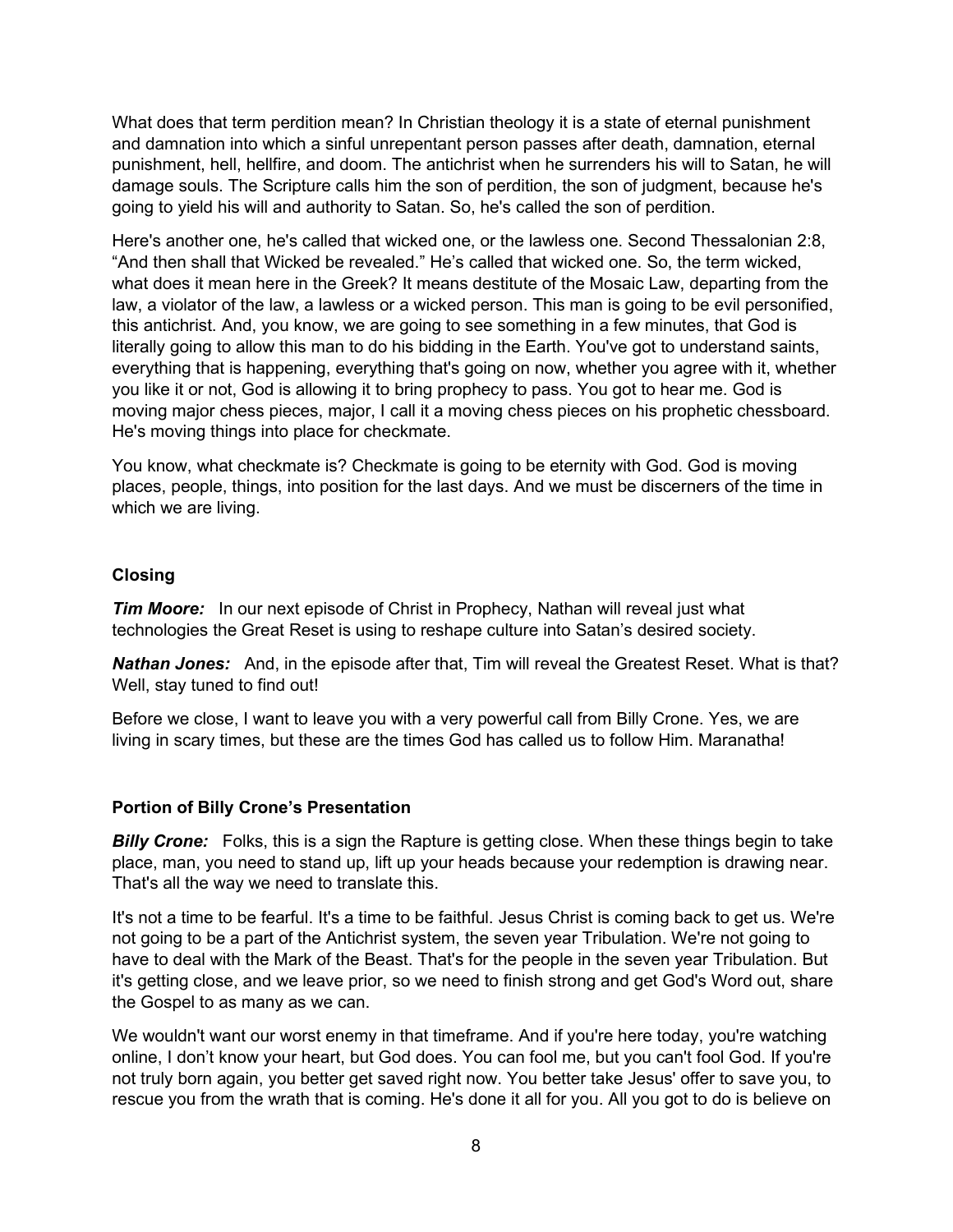What does that term perdition mean? In Christian theology it is a state of eternal punishment and damnation into which a sinful unrepentant person passes after death, damnation, eternal punishment, hell, hellfire, and doom. The antichrist when he surrenders his will to Satan, he will damage souls. The Scripture calls him the son of perdition, the son of judgment, because he's going to yield his will and authority to Satan. So, he's called the son of perdition.

Here's another one, he's called that wicked one, or the lawless one. Second Thessalonian 2:8, “And then shall that Wicked be revealed.” He’s called that wicked one. So, the term wicked, what does it mean here in the Greek? It means destitute of the Mosaic Law, departing from the law, a violator of the law, a lawless or a wicked person. This man is going to be evil personified, this antichrist. And, you know, we are going to see something in a few minutes, that God is literally going to allow this man to do his bidding in the Earth. You've got to understand saints, everything that is happening, everything that's going on now, whether you agree with it, whether you like it or not, God is allowing it to bring prophecy to pass. You got to hear me. God is moving major chess pieces, major, I call it a moving chess pieces on his prophetic chessboard. He's moving things into place for checkmate.

You know, what checkmate is? Checkmate is going to be eternity with God. God is moving places, people, things, into position for the last days. And we must be discerners of the time in which we are living.

### Closing

***Tim Moore:*** In our next episode of Christ in Prophecy, Nathan will reveal just what technologies the Great Reset is using to reshape culture into Satan’s desired society.

***Nathan Jones:*** And, in the episode after that, Tim will reveal the Greatest Reset. What is that? Well, stay tuned to find out!

Before we close, I want to leave you with a very powerful call from Billy Crone. Yes, we are living in scary times, but these are the times God has called us to follow Him. Maranatha!

### Portion of Billy Crone’s Presentation

***Billy Crone:*** Folks, this is a sign the Rapture is getting close. When these things begin to take place, man, you need to stand up, lift up your heads because your redemption is drawing near. That's all the way we need to translate this.

It's not a time to be fearful. It's a time to be faithful. Jesus Christ is coming back to get us. We're not going to be a part of the Antichrist system, the seven year Tribulation. We're not going to have to deal with the Mark of the Beast. That's for the people in the seven year Tribulation. But it's getting close, and we leave prior, so we need to finish strong and get God's Word out, share the Gospel to as many as we can.

We wouldn't want our worst enemy in that timeframe. And if you're here today, you're watching online, I don’t know your heart, but God does. You can fool me, but you can't fool God. If you're not truly born again, you better get saved right now. You better take Jesus' offer to save you, to rescue you from the wrath that is coming. He's done it all for you. All you got to do is believe on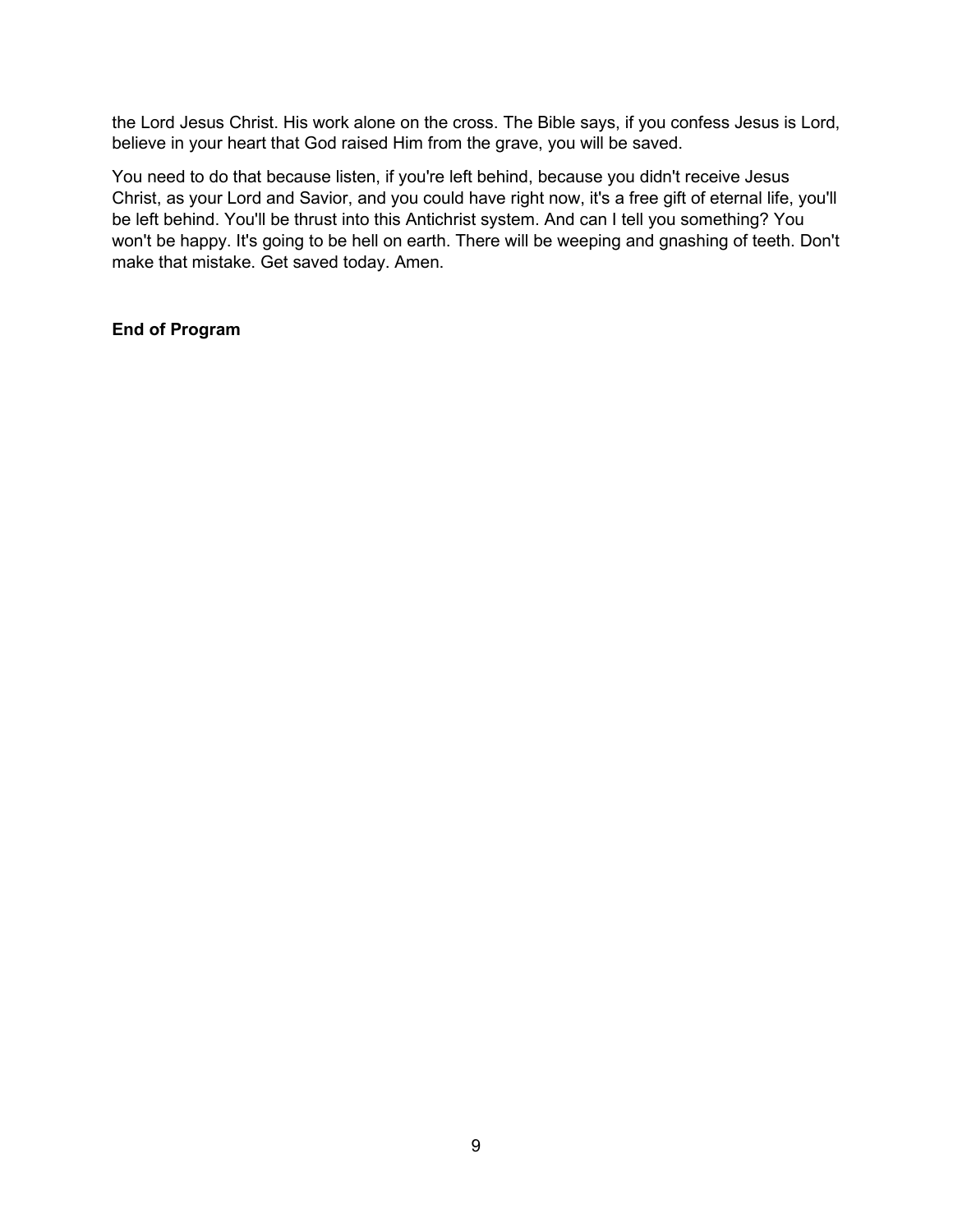the Lord Jesus Christ. His work alone on the cross. The Bible says, if you confess Jesus is Lord, believe in your heart that God raised Him from the grave, you will be saved.

You need to do that because listen, if you're left behind, because you didn't receive Jesus Christ, as your Lord and Savior, and you could have right now, it's a free gift of eternal life, you'll be left behind. You'll be thrust into this Antichrist system. And can I tell you something? You won't be happy. It's going to be hell on earth. There will be weeping and gnashing of teeth. Don't make that mistake. Get saved today. Amen.

**End of Program**